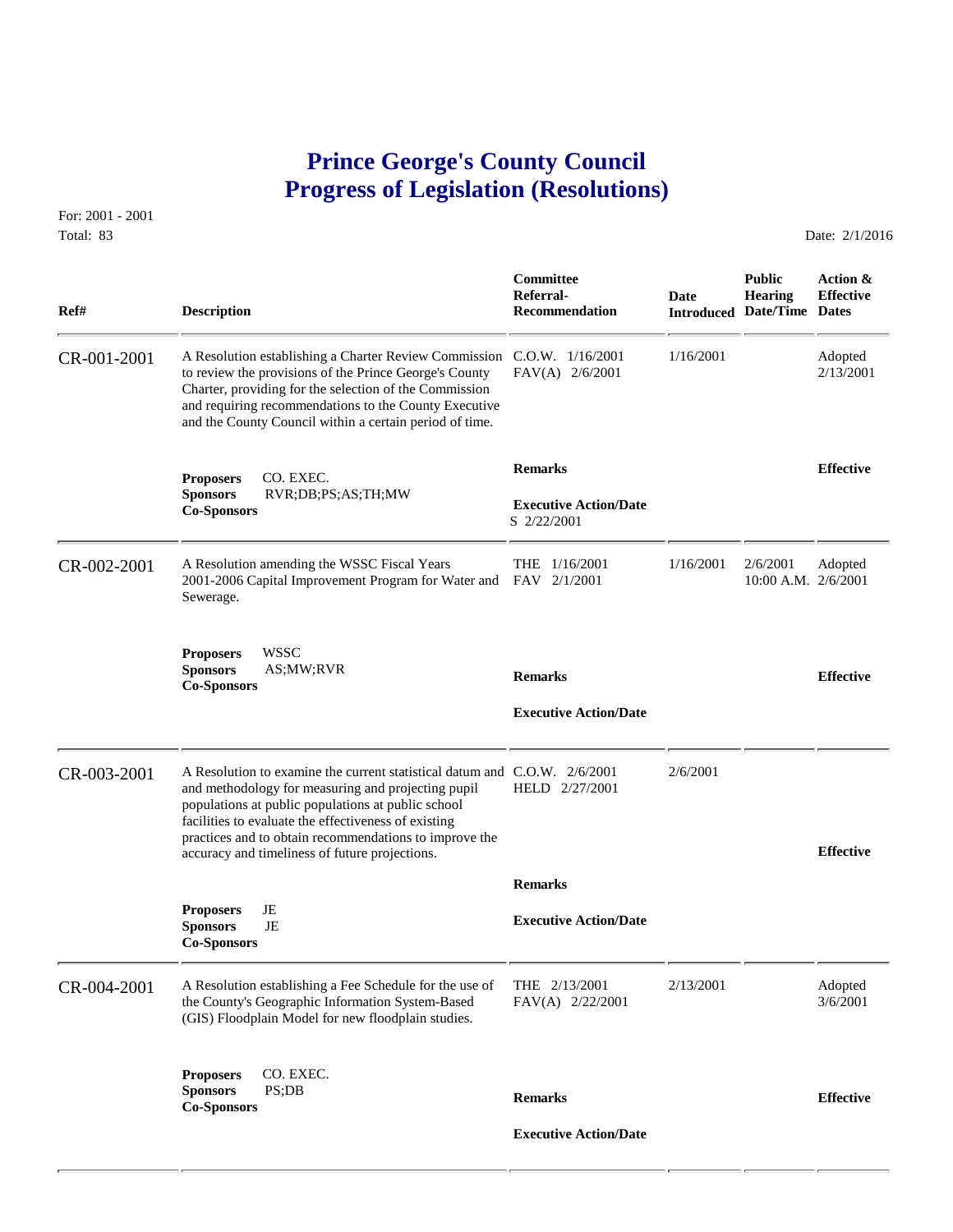# Prince George's County Council
# Progress of Legislation (Resolutions)

For: 2001 - 2001
Total: 83

Date: 2/1/2016

| Ref# | Description | Committee Referral-Recommendation | Date Introduced | Public Hearing Date/Time | Action & Effective Dates |
|---|---|---|---|---|---|
| CR-001-2001 | A Resolution establishing a Charter Review Commission to review the provisions of the Prince George's County Charter, providing for the selection of the Commission and requiring recommendations to the County Executive and the County Council within a certain period of time. | C.O.W. 1/16/2001<br>FAV(A) 2/6/2001 | 1/16/2001 | | Adopted 2/13/2001 |
| | **Proposers** CO. EXEC.<br>**Sponsors** RVR;DB;PS;AS;TH;MW<br>**Co-Sponsors** | **Remarks**<br><br>**Executive Action/Date**<br>S 2/22/2001 | | | **Effective** |
| CR-002-2001 | A Resolution amending the WSSC Fiscal Years 2001-2006 Capital Improvement Program for Water and Sewerage. | THE 1/16/2001<br>FAV 2/1/2001 | 1/16/2001 | 2/6/2001 10:00 A.M. | Adopted 2/6/2001 |
| | **Proposers** WSSC<br>**Sponsors** AS;MW;RVR<br>**Co-Sponsors** | **Remarks**<br><br>**Executive Action/Date** | | | **Effective** |
| CR-003-2001 | A Resolution to examine the current statistical datum and methodology for measuring and projecting pupil populations at public populations at public school facilities to evaluate the effectiveness of existing practices and to obtain recommendations to improve the accuracy and timeliness of future projections. | C.O.W. 2/6/2001<br>HELD 2/27/2001 | 2/6/2001 | | |
| | **Proposers** JE<br>**Sponsors** JE<br>**Co-Sponsors** | **Remarks**<br><br>**Executive Action/Date** | | | **Effective** |
| CR-004-2001 | A Resolution establishing a Fee Schedule for the use of the County's Geographic Information System-Based (GIS) Floodplain Model for new floodplain studies. | THE 2/13/2001<br>FAV(A) 2/22/2001 | 2/13/2001 | | Adopted 3/6/2001 |
| | **Proposers** CO. EXEC.<br>**Sponsors** PS;DB<br>**Co-Sponsors** | **Remarks**<br><br>**Executive Action/Date** | | | **Effective** |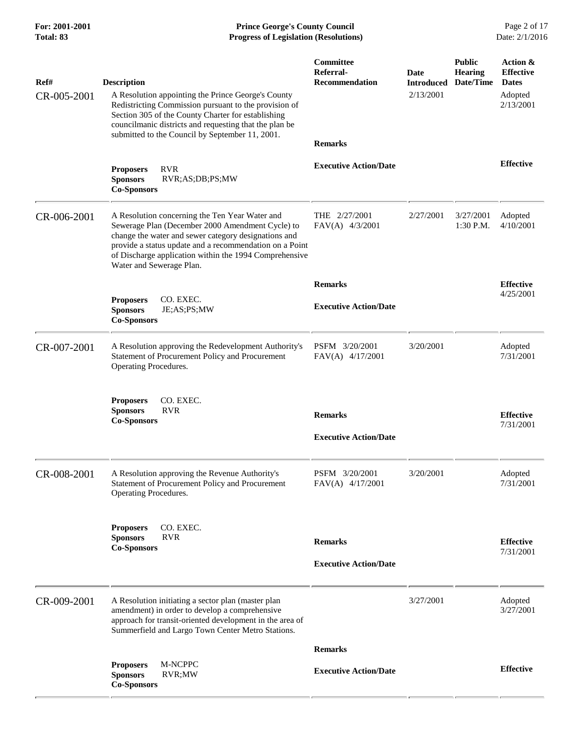| Ref# | Description | Committee Referral-Recommendation | Date Introduced | Public Hearing Date/Time | Action & Effective Dates |
|---|---|---|---|---|---|
| CR-005-2001 | A Resolution appointing the Prince George's County Redistricting Commission pursuant to the provision of Section 305 of the County Charter for establishing councilmanic districts and requesting that the plan be submitted to the Council by September 11, 2001. | | 2/13/2001 | | Adopted 2/13/2001 |
| | **Proposers** RVR<br>**Sponsors** RVR;AS;DB;PS;MW<br>**Co-Sponsors** | **Remarks**<br><br>**Executive Action/Date** | | | **Effective** |
| CR-006-2001 | A Resolution concerning the Ten Year Water and Sewerage Plan (December 2000 Amendment Cycle) to change the water and sewer category designations and provide a status update and a recommendation on a Point of Discharge application within the 1994 Comprehensive Water and Sewerage Plan. | THE 2/27/2001<br>FAV(A) 4/3/2001 | 2/27/2001 | 3/27/2001 1:30 P.M. | Adopted 4/10/2001 |
| | **Proposers** CO. EXEC.<br>**Sponsors** JE;AS;PS;MW<br>**Co-Sponsors** | **Remarks**<br><br>**Executive Action/Date** | | | **Effective** 4/25/2001 |
| CR-007-2001 | A Resolution approving the Redevelopment Authority's Statement of Procurement Policy and Procurement Operating Procedures. | PSFM 3/20/2001<br>FAV(A) 4/17/2001 | 3/20/2001 | | Adopted 7/31/2001 |
| | **Proposers** CO. EXEC.<br>**Sponsors** RVR<br>**Co-Sponsors** | **Remarks**<br><br>**Executive Action/Date** | | | **Effective** 7/31/2001 |
| CR-008-2001 | A Resolution approving the Revenue Authority's Statement of Procurement Policy and Procurement Operating Procedures. | PSFM 3/20/2001<br>FAV(A) 4/17/2001 | 3/20/2001 | | Adopted 7/31/2001 |
| | **Proposers** CO. EXEC.<br>**Sponsors** RVR<br>**Co-Sponsors** | **Remarks**<br><br>**Executive Action/Date** | | | **Effective** 7/31/2001 |
| CR-009-2001 | A Resolution initiating a sector plan (master plan amendment) in order to develop a comprehensive approach for transit-oriented development in the area of Summerfield and Largo Town Center Metro Stations. | | 3/27/2001 | | Adopted 3/27/2001 |
| | **Proposers** M-NCPPC<br>**Sponsors** RVR;MW<br>**Co-Sponsors** | **Remarks**<br><br>**Executive Action/Date** | | | **Effective** |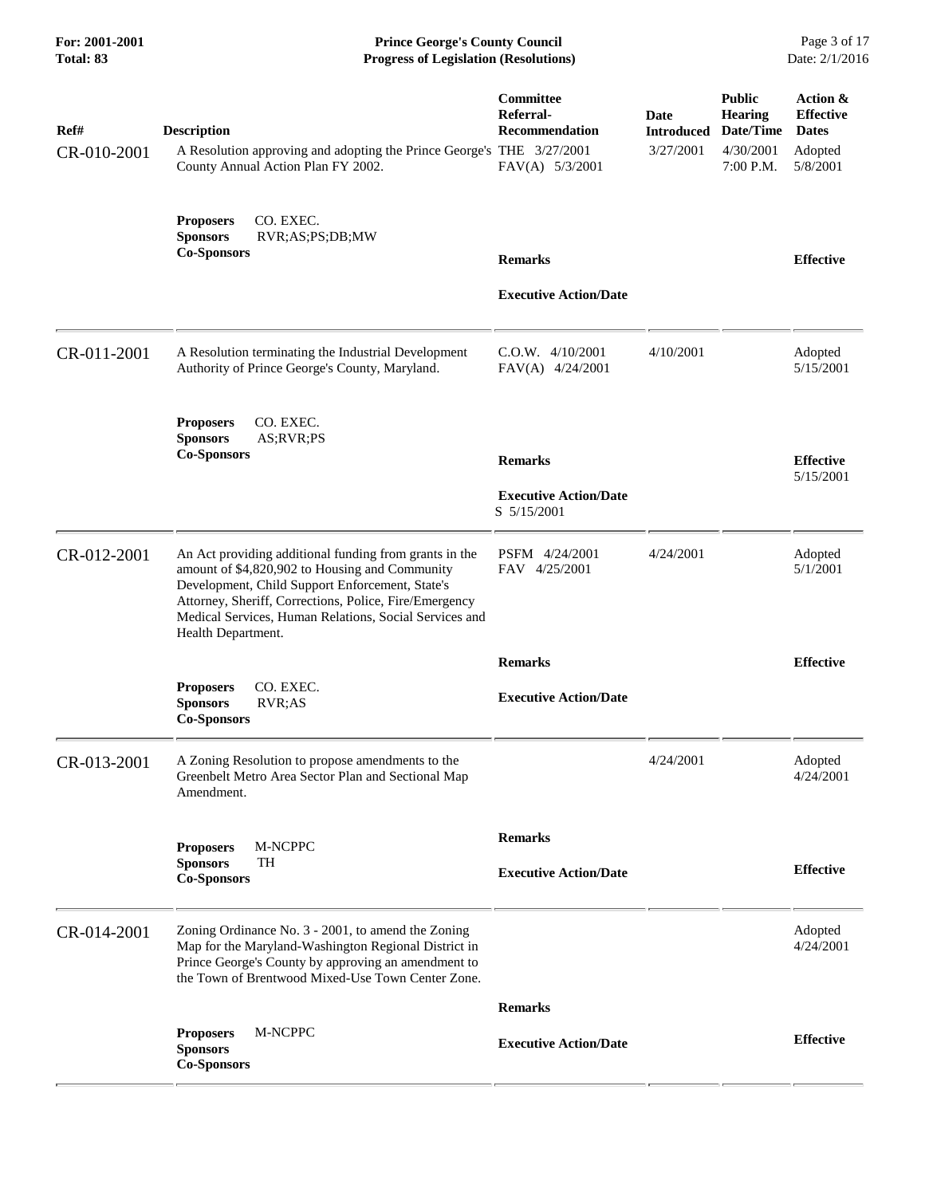| Ref# | Description | Committee Referral-Recommendation | Date Introduced | Public Hearing Date/Time | Action & Effective Dates |
|---|---|---|---|---|---|
| CR-010-2001 | A Resolution approving and adopting the Prince George's County Annual Action Plan FY 2002. | THE 3/27/2001<br>FAV(A) 5/3/2001 | 3/27/2001 | 4/30/2001<br>7:00 P.M. | Adopted<br>5/8/2001 |
| | **Proposers** CO. EXEC.<br>**Sponsors** RVR;AS;PS;DB;MW<br>**Co-Sponsors** | **Remarks**<br><br>**Executive Action/Date** | | | **Effective** |
| CR-011-2001 | A Resolution terminating the Industrial Development Authority of Prince George's County, Maryland. | C.O.W. 4/10/2001<br>FAV(A) 4/24/2001 | 4/10/2001 | | Adopted<br>5/15/2001 |
| | **Proposers** CO. EXEC.<br>**Sponsors** AS;RVR;PS<br>**Co-Sponsors** | **Remarks**<br><br>**Executive Action/Date**<br>S 5/15/2001 | | | **Effective**<br>5/15/2001 |
| CR-012-2001 | An Act providing additional funding from grants in the amount of $4,820,902 to Housing and Community Development, Child Support Enforcement, State's Attorney, Sheriff, Corrections, Police, Fire/Emergency Medical Services, Human Relations, Social Services and Health Department. | PSFM 4/24/2001<br>FAV 4/25/2001 | 4/24/2001 | | Adopted<br>5/1/2001 |
| | **Proposers** CO. EXEC.<br>**Sponsors** RVR;AS<br>**Co-Sponsors** | **Remarks**<br><br>**Executive Action/Date** | | | **Effective** |
| CR-013-2001 | A Zoning Resolution to propose amendments to the Greenbelt Metro Area Sector Plan and Sectional Map Amendment. | | 4/24/2001 | | Adopted<br>4/24/2001 |
| | **Proposers** M-NCPPC<br>**Sponsors** TH<br>**Co-Sponsors** | **Remarks**<br><br>**Executive Action/Date** | | | **Effective** |
| CR-014-2001 | Zoning Ordinance No. 3 - 2001, to amend the Zoning Map for the Maryland-Washington Regional District in Prince George's County by approving an amendment to the Town of Brentwood Mixed-Use Town Center Zone. | | | | Adopted<br>4/24/2001 |
| | **Proposers** M-NCPPC<br>**Sponsors**<br>**Co-Sponsors** | **Remarks**<br><br>**Executive Action/Date** | | | **Effective** |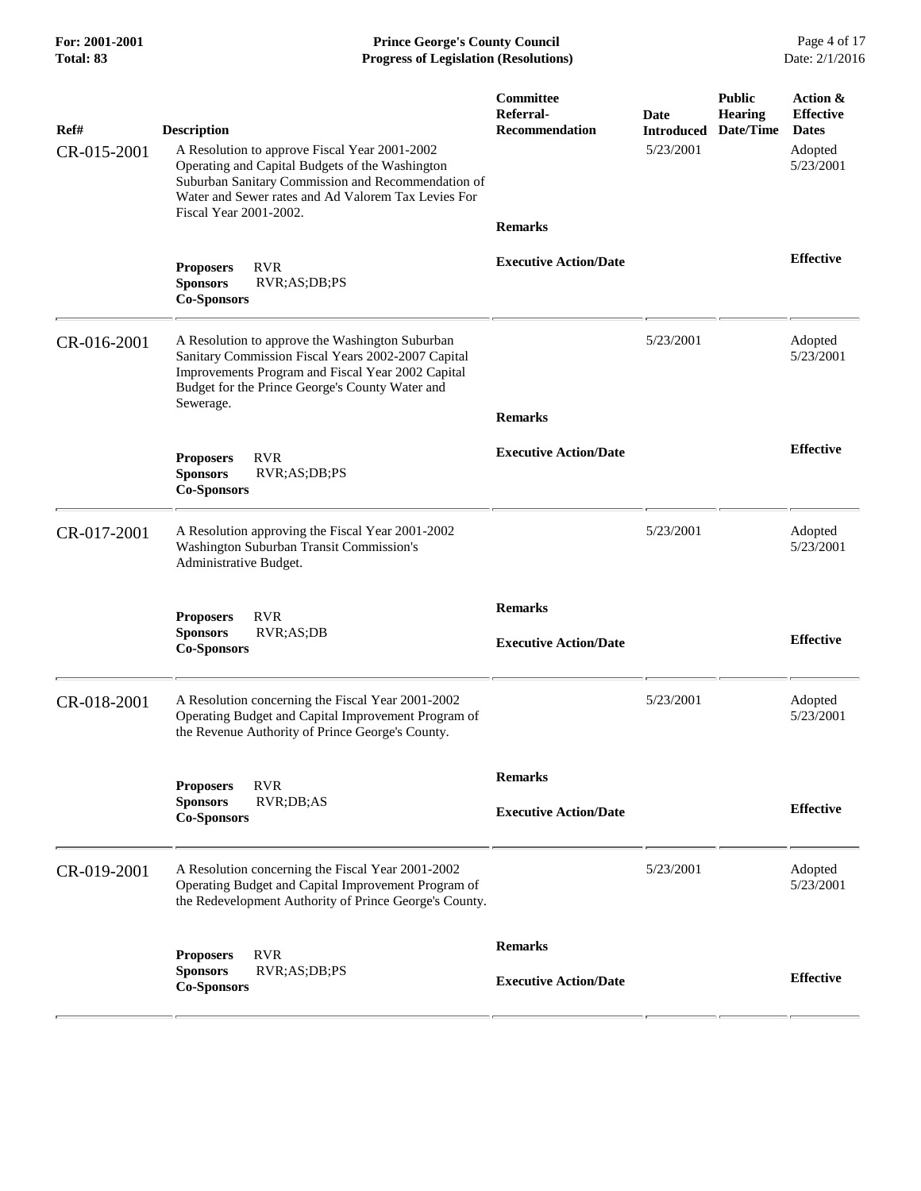| Ref# | Description | Committee Referral-Recommendation | Date Introduced | Public Hearing Date/Time | Action & Effective Dates |
|---|---|---|---|---|---|
| CR-015-2001 | A Resolution to approve Fiscal Year 2001-2002 Operating and Capital Budgets of the Washington Suburban Sanitary Commission and Recommendation of Water and Sewer rates and Ad Valorem Tax Levies For Fiscal Year 2001-2002. | | 5/23/2001 | | Adopted 5/23/2001 |
| | **Proposers** RVR<br>**Sponsors** RVR;AS;DB;PS<br>**Co-Sponsors** | **Remarks**<br><br>**Executive Action/Date** | | | **Effective** |
| CR-016-2001 | A Resolution to approve the Washington Suburban Sanitary Commission Fiscal Years 2002-2007 Capital Improvements Program and Fiscal Year 2002 Capital Budget for the Prince George's County Water and Sewerage. | | 5/23/2001 | | Adopted 5/23/2001 |
| | **Proposers** RVR<br>**Sponsors** RVR;AS;DB;PS<br>**Co-Sponsors** | **Remarks**<br><br>**Executive Action/Date** | | | **Effective** |
| CR-017-2001 | A Resolution approving the Fiscal Year 2001-2002 Washington Suburban Transit Commission's Administrative Budget. | | 5/23/2001 | | Adopted 5/23/2001 |
| | **Proposers** RVR<br>**Sponsors** RVR;AS;DB<br>**Co-Sponsors** | **Remarks**<br><br>**Executive Action/Date** | | | **Effective** |
| CR-018-2001 | A Resolution concerning the Fiscal Year 2001-2002 Operating Budget and Capital Improvement Program of the Revenue Authority of Prince George's County. | | 5/23/2001 | | Adopted 5/23/2001 |
| | **Proposers** RVR<br>**Sponsors** RVR;DB;AS<br>**Co-Sponsors** | **Remarks**<br><br>**Executive Action/Date** | | | **Effective** |
| CR-019-2001 | A Resolution concerning the Fiscal Year 2001-2002 Operating Budget and Capital Improvement Program of the Redevelopment Authority of Prince George's County. | | 5/23/2001 | | Adopted 5/23/2001 |
| | **Proposers** RVR<br>**Sponsors** RVR;AS;DB;PS<br>**Co-Sponsors** | **Remarks**<br><br>**Executive Action/Date** | | | **Effective** |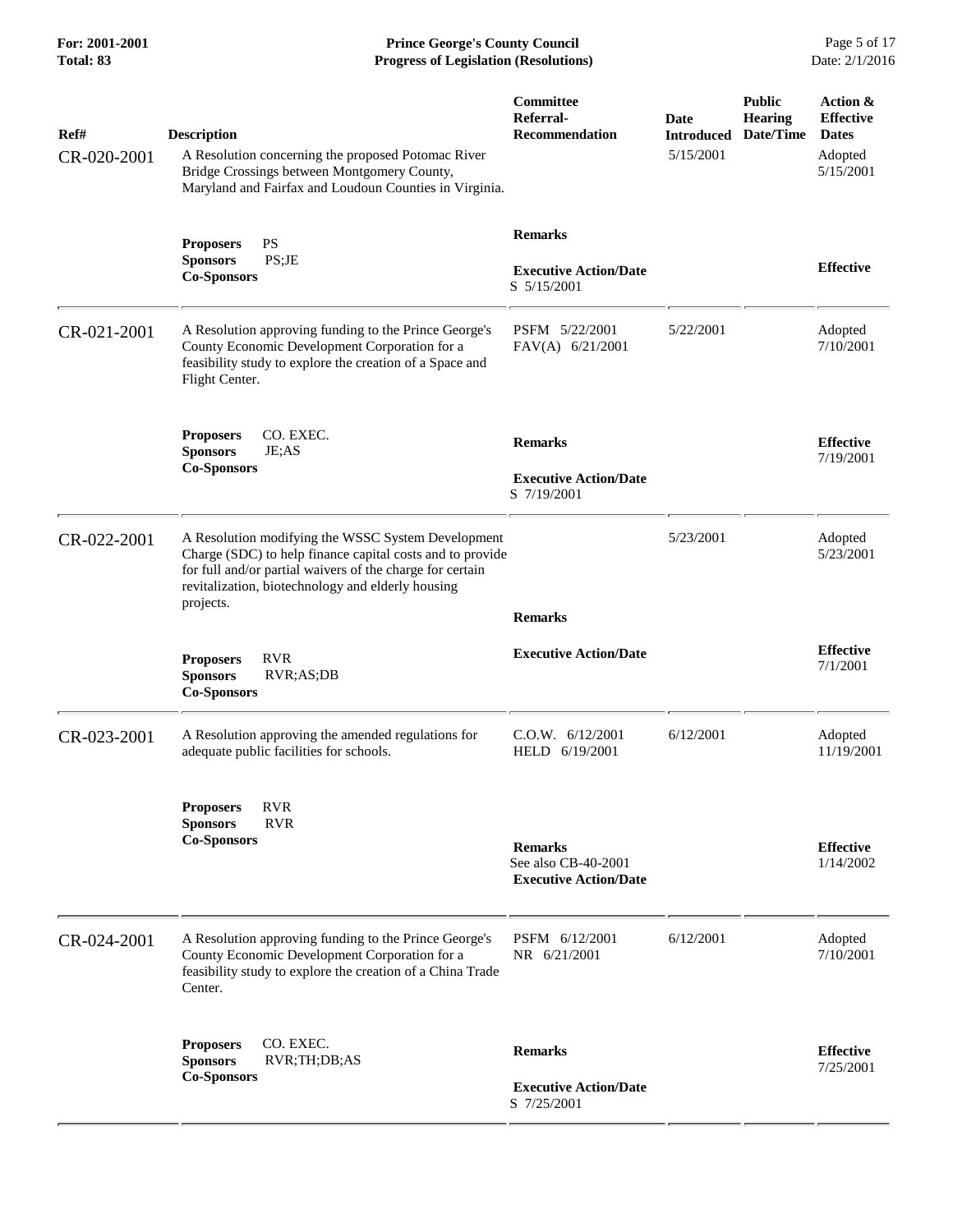| Ref# | Description | Committee Referral-Recommendation | Date Introduced | Public Hearing Date/Time | Action & Effective Dates |
|---|---|---|---|---|---|
| CR-020-2001 | A Resolution concerning the proposed Potomac River Bridge Crossings between Montgomery County, Maryland and Fairfax and Loudoun Counties in Virginia. | | 5/15/2001 | | Adopted 5/15/2001 |
| | **Proposers** PS<br>**Sponsors** PS;JE<br>**Co-Sponsors** | **Remarks**<br><br>**Executive Action/Date**<br>S 5/15/2001 | | | **Effective** |
| CR-021-2001 | A Resolution approving funding to the Prince George's County Economic Development Corporation for a feasibility study to explore the creation of a Space and Flight Center. | PSFM 5/22/2001<br>FAV(A) 6/21/2001 | 5/22/2001 | | Adopted 7/10/2001 |
| | **Proposers** CO. EXEC.<br>**Sponsors** JE;AS<br>**Co-Sponsors** | **Remarks**<br><br>**Executive Action/Date**<br>S 7/19/2001 | | | **Effective** 7/19/2001 |
| CR-022-2001 | A Resolution modifying the WSSC System Development Charge (SDC) to help finance capital costs and to provide for full and/or partial waivers of the charge for certain revitalization, biotechnology and elderly housing projects. | | 5/23/2001 | | Adopted 5/23/2001 |
| | **Proposers** RVR<br>**Sponsors** RVR;AS;DB<br>**Co-Sponsors** | **Remarks**<br><br>**Executive Action/Date** | | | **Effective** 7/1/2001 |
| CR-023-2001 | A Resolution approving the amended regulations for adequate public facilities for schools. | C.O.W. 6/12/2001<br>HELD 6/19/2001 | 6/12/2001 | | Adopted 11/19/2001 |
| | **Proposers** RVR<br>**Sponsors** RVR<br>**Co-Sponsors** | **Remarks**<br>See also CB-40-2001<br>**Executive Action/Date** | | | **Effective** 1/14/2002 |
| CR-024-2001 | A Resolution approving funding to the Prince George's County Economic Development Corporation for a feasibility study to explore the creation of a China Trade Center. | PSFM 6/12/2001<br>NR 6/21/2001 | 6/12/2001 | | Adopted 7/10/2001 |
| | **Proposers** CO. EXEC.<br>**Sponsors** RVR;TH;DB;AS<br>**Co-Sponsors** | **Remarks**<br><br>**Executive Action/Date**<br>S 7/25/2001 | | | **Effective** 7/25/2001 |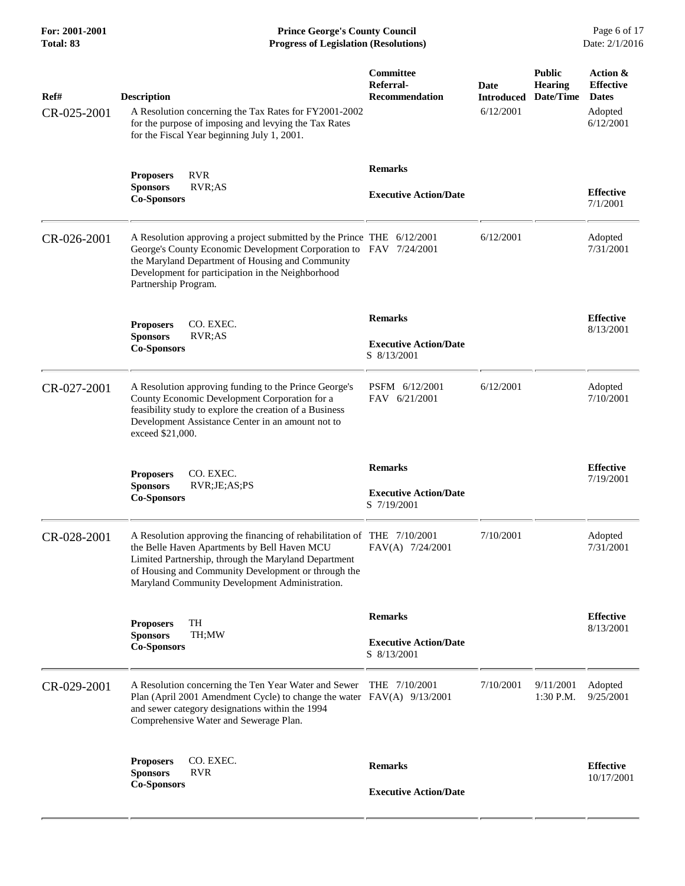| Ref# | Description | Committee Referral-Recommendation | Date Introduced | Public Hearing Date/Time | Action & Effective Dates |
|---|---|---|---|---|---|
| CR-025-2001 | A Resolution concerning the Tax Rates for FY2001-2002 for the purpose of imposing and levying the Tax Rates for the Fiscal Year beginning July 1, 2001. | | 6/12/2001 | | Adopted 6/12/2001 |
| | **Proposers** RVR<br>**Sponsors** RVR;AS<br>**Co-Sponsors** | **Remarks**<br><br>**Executive Action/Date** | | | **Effective** 7/1/2001 |
| CR-026-2001 | A Resolution approving a project submitted by the Prince George's County Economic Development Corporation to the Maryland Department of Housing and Community Development for participation in the Neighborhood Partnership Program. | THE 6/12/2001<br>FAV 7/24/2001 | 6/12/2001 | | Adopted 7/31/2001 |
| | **Proposers** CO. EXEC.<br>**Sponsors** RVR;AS<br>**Co-Sponsors** | **Remarks**<br><br>**Executive Action/Date**<br>S 8/13/2001 | | | **Effective** 8/13/2001 |
| CR-027-2001 | A Resolution approving funding to the Prince George's County Economic Development Corporation for a feasibility study to explore the creation of a Business Development Assistance Center in an amount not to exceed $21,000. | PSFM 6/12/2001<br>FAV 6/21/2001 | 6/12/2001 | | Adopted 7/10/2001 |
| | **Proposers** CO. EXEC.<br>**Sponsors** RVR;JE;AS;PS<br>**Co-Sponsors** | **Remarks**<br><br>**Executive Action/Date**<br>S 7/19/2001 | | | **Effective** 7/19/2001 |
| CR-028-2001 | A Resolution approving the financing of rehabilitation of the Belle Haven Apartments by Bell Haven MCU Limited Partnership, through the Maryland Department of Housing and Community Development or through the Maryland Community Development Administration. | THE 7/10/2001<br>FAV(A) 7/24/2001 | 7/10/2001 | | Adopted 7/31/2001 |
| | **Proposers** TH<br>**Sponsors** TH;MW<br>**Co-Sponsors** | **Remarks**<br><br>**Executive Action/Date**<br>S 8/13/2001 | | | **Effective** 8/13/2001 |
| CR-029-2001 | A Resolution concerning the Ten Year Water and Sewer Plan (April 2001 Amendment Cycle) to change the water and sewer category designations within the 1994 Comprehensive Water and Sewerage Plan. | THE 7/10/2001<br>FAV(A) 9/13/2001 | 7/10/2001 | 9/11/2001 1:30 P.M. | Adopted 9/25/2001 |
| | **Proposers** CO. EXEC.<br>**Sponsors** RVR<br>**Co-Sponsors** | **Remarks**<br><br>**Executive Action/Date** | | | **Effective** 10/17/2001 |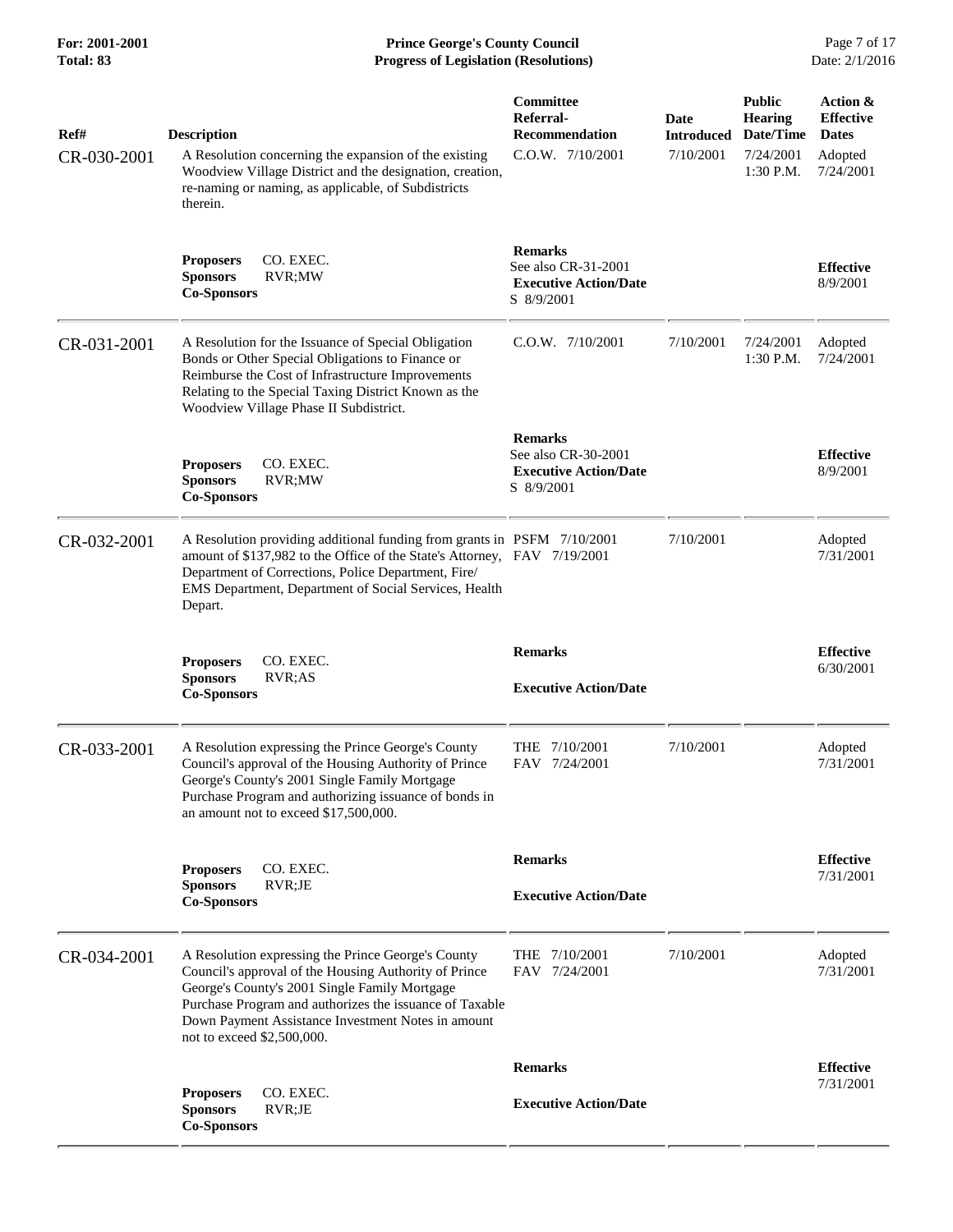| Ref# | Description | Committee Referral-Recommendation | Date Introduced | Public Hearing Date/Time | Action & Effective Dates |
|---|---|---|---|---|---|
| CR-030-2001 | A Resolution concerning the expansion of the existing Woodview Village District and the designation, creation, re-naming or naming, as applicable, of Subdistricts therein. | C.O.W. 7/10/2001 | 7/10/2001 | 7/24/2001 1:30 P.M. | Adopted 7/24/2001 |
| | **Proposers** CO. EXEC. **Sponsors** RVR;MW **Co-Sponsors** | **Remarks** See also CR-31-2001 **Executive Action/Date** S 8/9/2001 | | | **Effective** 8/9/2001 |
| CR-031-2001 | A Resolution for the Issuance of Special Obligation Bonds or Other Special Obligations to Finance or Reimburse the Cost of Infrastructure Improvements Relating to the Special Taxing District Known as the Woodview Village Phase II Subdistrict. | C.O.W. 7/10/2001 | 7/10/2001 | 7/24/2001 1:30 P.M. | Adopted 7/24/2001 |
| | **Proposers** CO. EXEC. **Sponsors** RVR;MW **Co-Sponsors** | **Remarks** See also CR-30-2001 **Executive Action/Date** S 8/9/2001 | | | **Effective** 8/9/2001 |
| CR-032-2001 | A Resolution providing additional funding from grants in amount of $137,982 to the Office of the State's Attorney, Department of Corrections, Police Department, Fire/ EMS Department, Department of Social Services, Health Depart. | PSFM 7/10/2001 FAV 7/19/2001 | 7/10/2001 | | Adopted 7/31/2001 |
| | **Proposers** CO. EXEC. **Sponsors** RVR;AS **Co-Sponsors** | **Remarks** **Executive Action/Date** | | | **Effective** 6/30/2001 |
| CR-033-2001 | A Resolution expressing the Prince George's County Council's approval of the Housing Authority of Prince George's County's 2001 Single Family Mortgage Purchase Program and authorizing issuance of bonds in an amount not to exceed $17,500,000. | THE 7/10/2001 FAV 7/24/2001 | 7/10/2001 | | Adopted 7/31/2001 |
| | **Proposers** CO. EXEC. **Sponsors** RVR;JE **Co-Sponsors** | **Remarks** **Executive Action/Date** | | | **Effective** 7/31/2001 |
| CR-034-2001 | A Resolution expressing the Prince George's County Council's approval of the Housing Authority of Prince George's County's 2001 Single Family Mortgage Purchase Program and authorizes the issuance of Taxable Down Payment Assistance Investment Notes in amount not to exceed $2,500,000. | THE 7/10/2001 FAV 7/24/2001 | 7/10/2001 | | Adopted 7/31/2001 |
| | **Proposers** CO. EXEC. **Sponsors** RVR;JE **Co-Sponsors** | **Remarks** **Executive Action/Date** | | | **Effective** 7/31/2001 |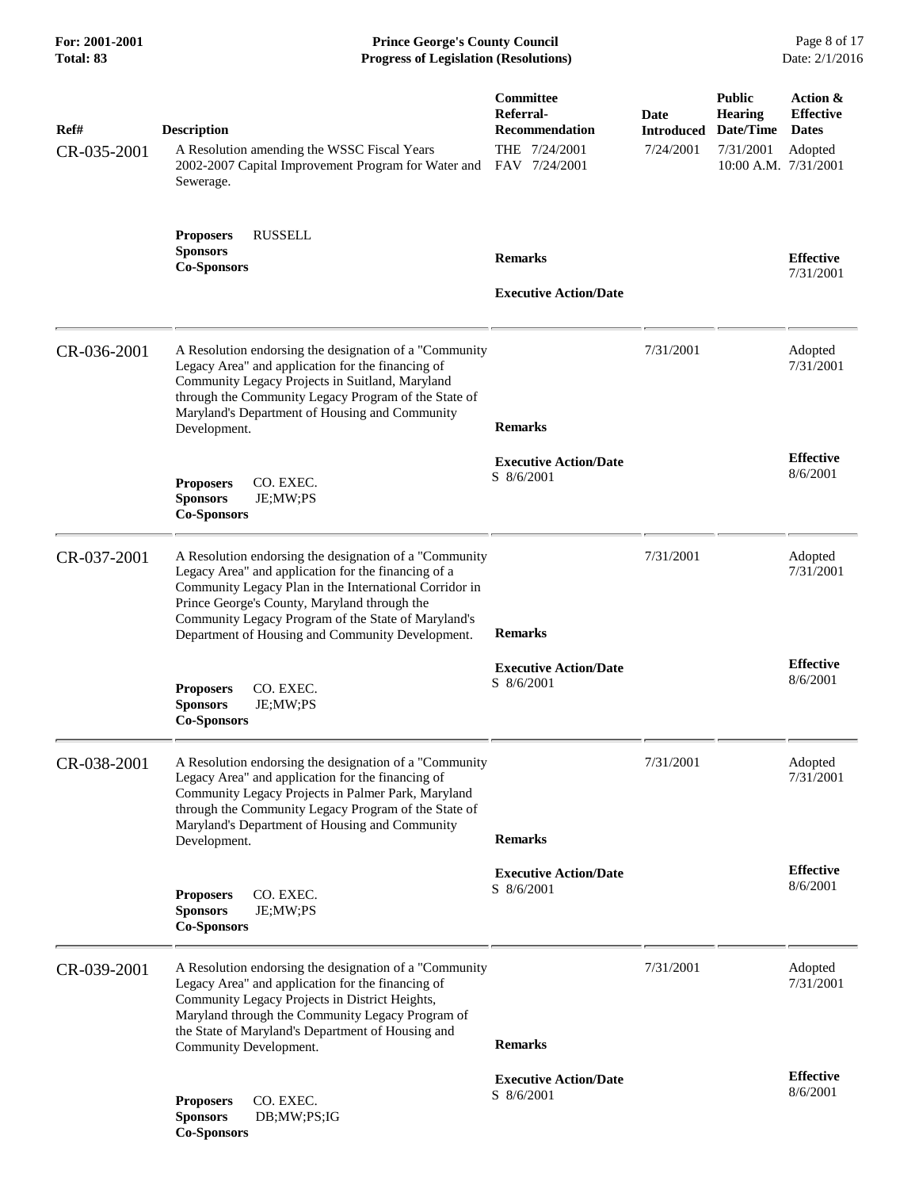| Ref# | Description | Committee Referral-Recommendation | Date Introduced | Public Hearing Date/Time | Action & Effective Dates |
|---|---|---|---|---|---|
| CR-035-2001 | A Resolution amending the WSSC Fiscal Years 2002-2007 Capital Improvement Program for Water and Sewerage. | THE 7/24/2001<br>FAV 7/24/2001 | 7/24/2001 | 7/31/2001<br>10:00 A.M. | Adopted 7/31/2001 |
| | **Proposers** RUSSELL<br>**Sponsors**<br>**Co-Sponsors** | **Remarks**<br><br>**Executive Action/Date** | | | **Effective** 7/31/2001 |
| CR-036-2001 | A Resolution endorsing the designation of a "Community Legacy Area" and application for the financing of Community Legacy Projects in Suitland, Maryland through the Community Legacy Program of the State of Maryland's Department of Housing and Community Development. | | 7/31/2001 | | Adopted 7/31/2001 |
| | **Proposers** CO. EXEC.<br>**Sponsors** JE;MW;PS<br>**Co-Sponsors** | **Remarks**<br><br>**Executive Action/Date**<br>S 8/6/2001 | | | **Effective** 8/6/2001 |
| CR-037-2001 | A Resolution endorsing the designation of a "Community Legacy Area" and application for the financing of a Community Legacy Plan in the International Corridor in Prince George's County, Maryland through the Community Legacy Program of the State of Maryland's Department of Housing and Community Development. | | 7/31/2001 | | Adopted 7/31/2001 |
| | **Proposers** CO. EXEC.<br>**Sponsors** JE;MW;PS<br>**Co-Sponsors** | **Remarks**<br><br>**Executive Action/Date**<br>S 8/6/2001 | | | **Effective** 8/6/2001 |
| CR-038-2001 | A Resolution endorsing the designation of a "Community Legacy Area" and application for the financing of Community Legacy Projects in Palmer Park, Maryland through the Community Legacy Program of the State of Maryland's Department of Housing and Community Development. | | 7/31/2001 | | Adopted 7/31/2001 |
| | **Proposers** CO. EXEC.<br>**Sponsors** JE;MW;PS<br>**Co-Sponsors** | **Remarks**<br><br>**Executive Action/Date**<br>S 8/6/2001 | | | **Effective** 8/6/2001 |
| CR-039-2001 | A Resolution endorsing the designation of a "Community Legacy Area" and application for the financing of Community Legacy Projects in District Heights, Maryland through the Community Legacy Program of the State of Maryland's Department of Housing and Community Development. | | 7/31/2001 | | Adopted 7/31/2001 |
| | **Proposers** CO. EXEC.<br>**Sponsors** DB;MW;PS;IG<br>**Co-Sponsors** | **Remarks**<br><br>**Executive Action/Date**<br>S 8/6/2001 | | | **Effective** 8/6/2001 |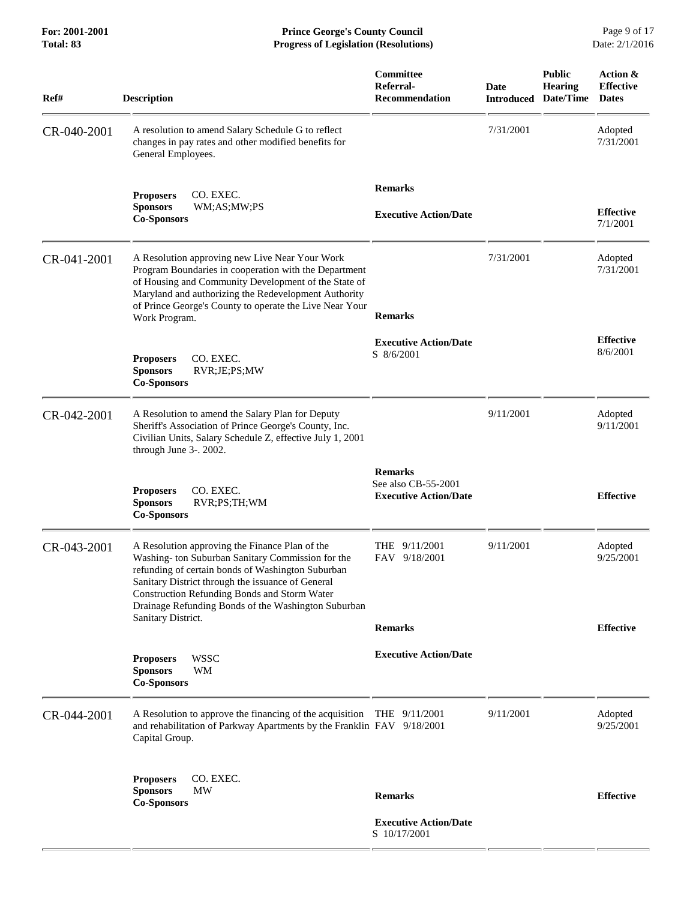| Ref# | Description | Committee Referral-Recommendation | Date Introduced | Public Hearing Date/Time | Action & Effective Dates |
|---|---|---|---|---|---|
| CR-040-2001 | A resolution to amend Salary Schedule G to reflect changes in pay rates and other modified benefits for General Employees.<br><br>**Proposers** CO. EXEC.<br>**Sponsors** WM;AS;MW;PS<br>**Co-Sponsors** | **Remarks**<br><br>**Executive Action/Date** | 7/31/2001 | | Adopted 7/31/2001<br><br>**Effective** 7/1/2001 |
| CR-041-2001 | A Resolution approving new Live Near Your Work Program Boundaries in cooperation with the Department of Housing and Community Development of the State of Maryland and authorizing the Redevelopment Authority of Prince George's County to operate the Live Near Your Work Program.<br><br>**Proposers** CO. EXEC.<br>**Sponsors** RVR;JE;PS;MW<br>**Co-Sponsors** | **Remarks**<br><br>**Executive Action/Date**<br>S 8/6/2001 | 7/31/2001 | | Adopted 7/31/2001<br><br>**Effective** 8/6/2001 |
| CR-042-2001 | A Resolution to amend the Salary Plan for Deputy Sheriff's Association of Prince George's County, Inc. Civilian Units, Salary Schedule Z, effective July 1, 2001 through June 3-. 2002.<br><br>**Proposers** CO. EXEC.<br>**Sponsors** RVR;PS;TH;WM<br>**Co-Sponsors** | **Remarks**<br>See also CB-55-2001<br>**Executive Action/Date** | 9/11/2001 | | Adopted 9/11/2001<br><br>**Effective** |
| CR-043-2001 | A Resolution approving the Finance Plan of the Washing- ton Suburban Sanitary Commission for the refunding of certain bonds of Washington Suburban Sanitary District through the issuance of General Construction Refunding Bonds and Storm Water Drainage Refunding Bonds of the Washington Suburban Sanitary District.<br><br>**Proposers** WSSC<br>**Sponsors** WM<br>**Co-Sponsors** | THE 9/11/2001<br>FAV 9/18/2001<br><br>**Remarks**<br><br>**Executive Action/Date** | 9/11/2001 | | Adopted 9/25/2001<br><br>**Effective** |
| CR-044-2001 | A Resolution to approve the financing of the acquisition and rehabilitation of Parkway Apartments by the Franklin Capital Group.<br><br>**Proposers** CO. EXEC.<br>**Sponsors** MW<br>**Co-Sponsors** | THE 9/11/2001<br>FAV 9/18/2001<br><br>**Remarks**<br><br>**Executive Action/Date**<br>S 10/17/2001 | 9/11/2001 | | Adopted 9/25/2001<br><br>**Effective** |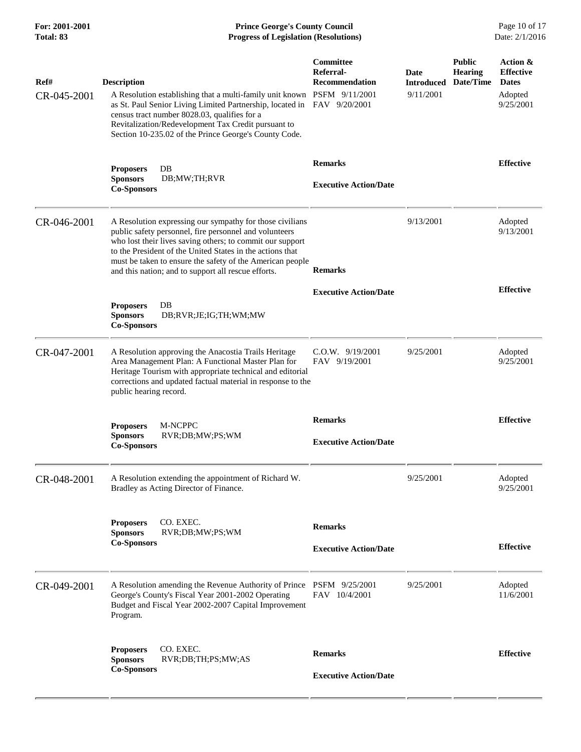| Ref# | Description | Committee Referral-Recommendation | Date Introduced | Public Hearing Date/Time | Action & Effective Dates |
|---|---|---|---|---|---|
| CR-045-2001 | A Resolution establishing that a multi-family unit known as St. Paul Senior Living Limited Partnership, located in census tract number 8028.03, qualifies for a Revitalization/Redevelopment Tax Credit pursuant to Section 10-235.02 of the Prince George's County Code. | PSFM 9/11/2001<br>FAV 9/20/2001 | 9/11/2001 | | Adopted<br>9/25/2001 |
| | **Proposers** DB<br>**Sponsors** DB;MW;TH;RVR<br>**Co-Sponsors** | **Remarks**<br><br>**Executive Action/Date** | | | **Effective** |
| CR-046-2001 | A Resolution expressing our sympathy for those civilians public safety personnel, fire personnel and volunteers who lost their lives saving others; to commit our support to the President of the United States in the actions that must be taken to ensure the safety of the American people and this nation; and to support all rescue efforts. | | 9/13/2001 | | Adopted<br>9/13/2001 |
| | **Proposers** DB<br>**Sponsors** DB;RVR;JE;IG;TH;WM;MW<br>**Co-Sponsors** | **Remarks**<br><br>**Executive Action/Date** | | | **Effective** |
| CR-047-2001 | A Resolution approving the Anacostia Trails Heritage Area Management Plan: A Functional Master Plan for Heritage Tourism with appropriate technical and editorial corrections and updated factual material in response to the public hearing record. | C.O.W. 9/19/2001<br>FAV 9/19/2001 | 9/25/2001 | | Adopted<br>9/25/2001 |
| | **Proposers** M-NCPPC<br>**Sponsors** RVR;DB;MW;PS;WM<br>**Co-Sponsors** | **Remarks**<br><br>**Executive Action/Date** | | | **Effective** |
| CR-048-2001 | A Resolution extending the appointment of Richard W. Bradley as Acting Director of Finance. | | 9/25/2001 | | Adopted<br>9/25/2001 |
| | **Proposers** CO. EXEC.<br>**Sponsors** RVR;DB;MW;PS;WM<br>**Co-Sponsors** | **Remarks**<br><br>**Executive Action/Date** | | | **Effective** |
| CR-049-2001 | A Resolution amending the Revenue Authority of Prince George's County's Fiscal Year 2001-2002 Operating Budget and Fiscal Year 2002-2007 Capital Improvement Program. | PSFM 9/25/2001<br>FAV 10/4/2001 | 9/25/2001 | | Adopted<br>11/6/2001 |
| | **Proposers** CO. EXEC.<br>**Sponsors** RVR;DB;TH;PS;MW;AS<br>**Co-Sponsors** | **Remarks**<br><br>**Executive Action/Date** | | | **Effective** |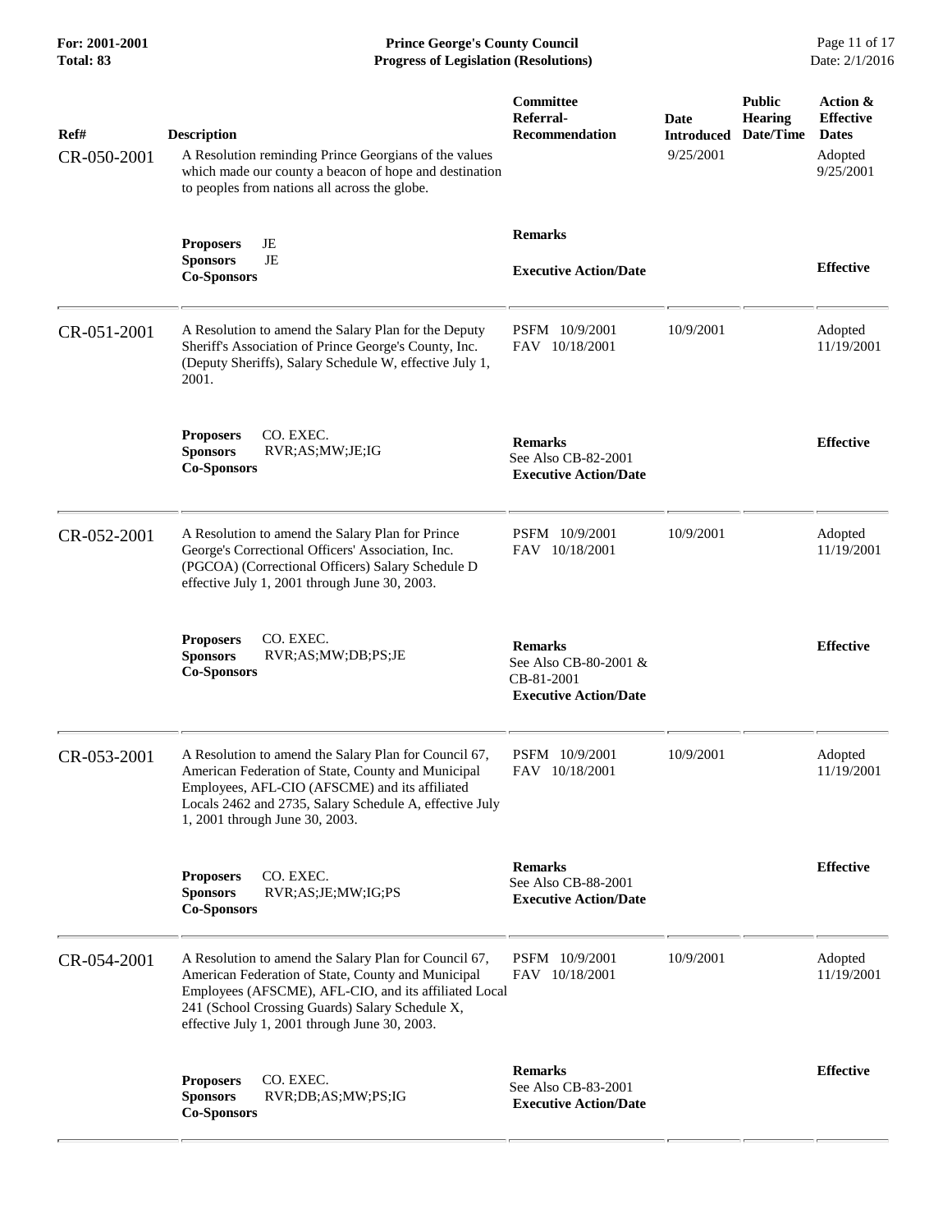| Ref# | Description | Committee Referral-Recommendation | Date Introduced | Public Hearing Date/Time | Action & Effective Dates |
|---|---|---|---|---|---|
| CR-050-2001 | A Resolution reminding Prince Georgians of the values which made our county a beacon of hope and destination to peoples from nations all across the globe. | | 9/25/2001 | | Adopted 9/25/2001 |
| | **Proposers** JE<br>**Sponsors** JE<br>**Co-Sponsors** | **Remarks**<br><br>**Executive Action/Date** | | | **Effective** |
| CR-051-2001 | A Resolution to amend the Salary Plan for the Deputy Sheriff's Association of Prince George's County, Inc. (Deputy Sheriffs), Salary Schedule W, effective July 1, 2001. | PSFM 10/9/2001<br>FAV 10/18/2001 | 10/9/2001 | | Adopted 11/19/2001 |
| | **Proposers** CO. EXEC.<br>**Sponsors** RVR;AS;MW;JE;IG<br>**Co-Sponsors** | **Remarks**<br>See Also CB-82-2001<br>**Executive Action/Date** | | | **Effective** |
| CR-052-2001 | A Resolution to amend the Salary Plan for Prince George's Correctional Officers' Association, Inc. (PGCOA) (Correctional Officers) Salary Schedule D effective July 1, 2001 through June 30, 2003. | PSFM 10/9/2001<br>FAV 10/18/2001 | 10/9/2001 | | Adopted 11/19/2001 |
| | **Proposers** CO. EXEC.<br>**Sponsors** RVR;AS;MW;DB;PS;JE<br>**Co-Sponsors** | **Remarks**<br>See Also CB-80-2001 & CB-81-2001<br>**Executive Action/Date** | | | **Effective** |
| CR-053-2001 | A Resolution to amend the Salary Plan for Council 67, American Federation of State, County and Municipal Employees, AFL-CIO (AFSCME) and its affiliated Locals 2462 and 2735, Salary Schedule A, effective July 1, 2001 through June 30, 2003. | PSFM 10/9/2001<br>FAV 10/18/2001 | 10/9/2001 | | Adopted 11/19/2001 |
| | **Proposers** CO. EXEC.<br>**Sponsors** RVR;AS;JE;MW;IG;PS<br>**Co-Sponsors** | **Remarks**<br>See Also CB-88-2001<br>**Executive Action/Date** | | | **Effective** |
| CR-054-2001 | A Resolution to amend the Salary Plan for Council 67, American Federation of State, County and Municipal Employees (AFSCME), AFL-CIO, and its affiliated Local 241 (School Crossing Guards) Salary Schedule X, effective July 1, 2001 through June 30, 2003. | PSFM 10/9/2001<br>FAV 10/18/2001 | 10/9/2001 | | Adopted 11/19/2001 |
| | **Proposers** CO. EXEC.<br>**Sponsors** RVR;DB;AS;MW;PS;IG<br>**Co-Sponsors** | **Remarks**<br>See Also CB-83-2001<br>**Executive Action/Date** | | | **Effective** |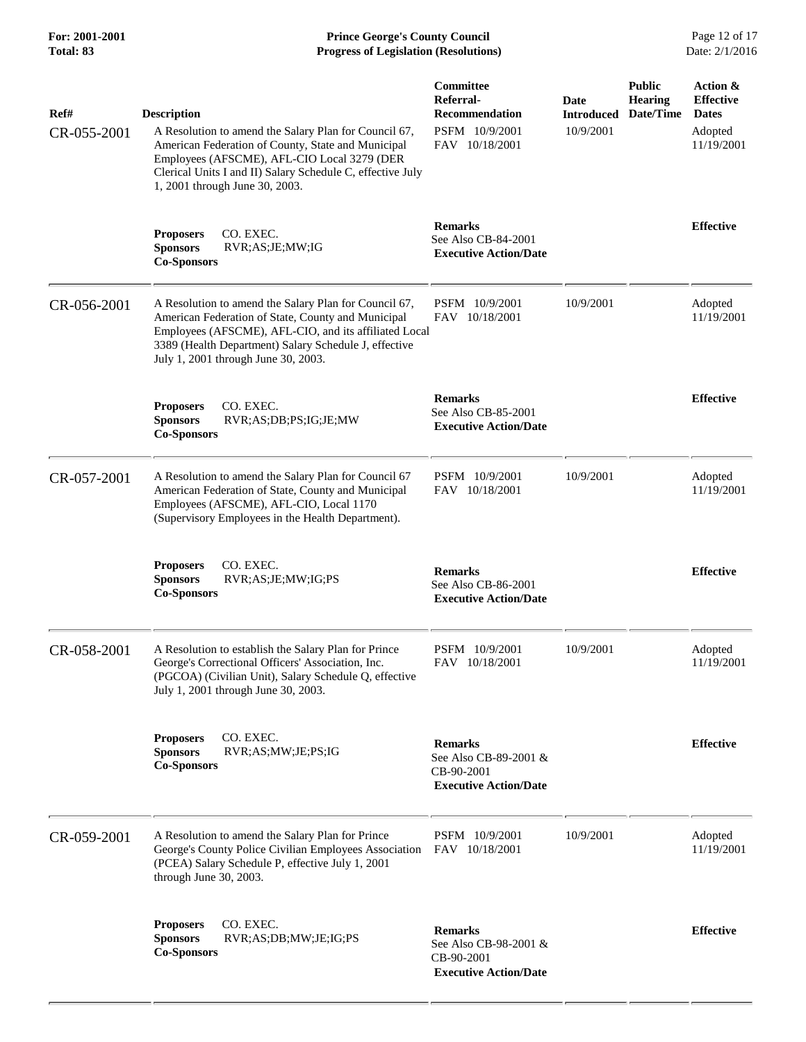| Ref# | Description | Committee Referral-Recommendation | Date Introduced | Public Hearing Date/Time | Action & Effective Dates |
|---|---|---|---|---|---|
| CR-055-2001 | A Resolution to amend the Salary Plan for Council 67, American Federation of County, State and Municipal Employees (AFSCME), AFL-CIO Local 3279 (DER Clerical Units I and II) Salary Schedule C, effective July 1, 2001 through June 30, 2003. | PSFM 10/9/2001<br>FAV 10/18/2001 | 10/9/2001 | | Adopted 11/19/2001 |
| | **Proposers** CO. EXEC.<br>**Sponsors** RVR;AS;JE;MW;IG<br>**Co-Sponsors** | **Remarks**<br>See Also CB-84-2001<br>**Executive Action/Date** | | | **Effective** |
| CR-056-2001 | A Resolution to amend the Salary Plan for Council 67, American Federation of State, County and Municipal Employees (AFSCME), AFL-CIO, and its affiliated Local 3389 (Health Department) Salary Schedule J, effective July 1, 2001 through June 30, 2003. | PSFM 10/9/2001<br>FAV 10/18/2001 | 10/9/2001 | | Adopted 11/19/2001 |
| | **Proposers** CO. EXEC.<br>**Sponsors** RVR;AS;DB;PS;IG;JE;MW<br>**Co-Sponsors** | **Remarks**<br>See Also CB-85-2001<br>**Executive Action/Date** | | | **Effective** |
| CR-057-2001 | A Resolution to amend the Salary Plan for Council 67 American Federation of State, County and Municipal Employees (AFSCME), AFL-CIO, Local 1170 (Supervisory Employees in the Health Department). | PSFM 10/9/2001<br>FAV 10/18/2001 | 10/9/2001 | | Adopted 11/19/2001 |
| | **Proposers** CO. EXEC.<br>**Sponsors** RVR;AS;JE;MW;IG;PS<br>**Co-Sponsors** | **Remarks**<br>See Also CB-86-2001<br>**Executive Action/Date** | | | **Effective** |
| CR-058-2001 | A Resolution to establish the Salary Plan for Prince George's Correctional Officers' Association, Inc. (PGCOA) (Civilian Unit), Salary Schedule Q, effective July 1, 2001 through June 30, 2003. | PSFM 10/9/2001<br>FAV 10/18/2001 | 10/9/2001 | | Adopted 11/19/2001 |
| | **Proposers** CO. EXEC.<br>**Sponsors** RVR;AS;MW;JE;PS;IG<br>**Co-Sponsors** | **Remarks**<br>See Also CB-89-2001 & CB-90-2001<br>**Executive Action/Date** | | | **Effective** |
| CR-059-2001 | A Resolution to amend the Salary Plan for Prince George's County Police Civilian Employees Association (PCEA) Salary Schedule P, effective July 1, 2001 through June 30, 2003. | PSFM 10/9/2001<br>FAV 10/18/2001 | 10/9/2001 | | Adopted 11/19/2001 |
| | **Proposers** CO. EXEC.<br>**Sponsors** RVR;AS;DB;MW;JE;IG;PS<br>**Co-Sponsors** | **Remarks**<br>See Also CB-98-2001 & CB-90-2001<br>**Executive Action/Date** | | | **Effective** |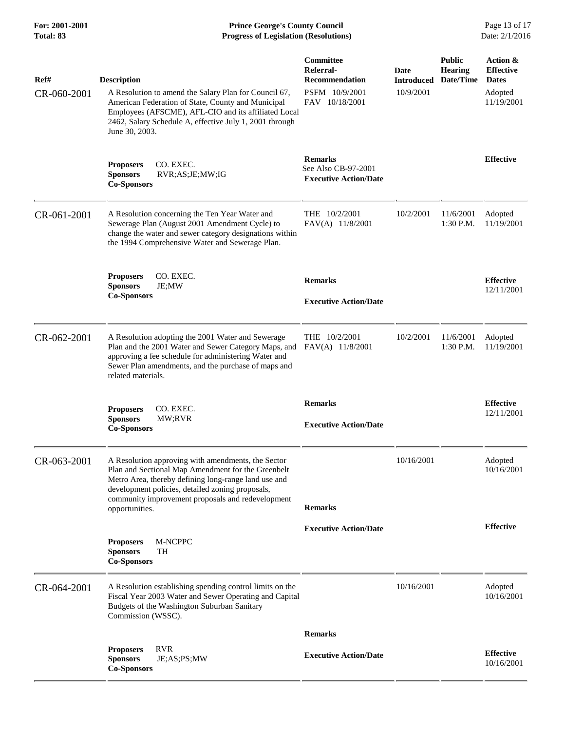| Ref# | Description | Committee Referral-Recommendation | Date Introduced | Public Hearing Date/Time | Action & Effective Dates |
|---|---|---|---|---|---|
| CR-060-2001 | A Resolution to amend the Salary Plan for Council 67, American Federation of State, County and Municipal Employees (AFSCME), AFL-CIO and its affiliated Local 2462, Salary Schedule A, effective July 1, 2001 through June 30, 2003. | PSFM 10/9/2001<br>FAV 10/18/2001 | 10/9/2001 | | Adopted 11/19/2001 |
| | **Proposers** CO. EXEC.<br>**Sponsors** RVR;AS;JE;MW;IG<br>**Co-Sponsors** | **Remarks**<br>See Also CB-97-2001<br>**Executive Action/Date** | | | **Effective** |
| CR-061-2001 | A Resolution concerning the Ten Year Water and Sewerage Plan (August 2001 Amendment Cycle) to change the water and sewer category designations within the 1994 Comprehensive Water and Sewerage Plan. | THE 10/2/2001<br>FAV(A) 11/8/2001 | 10/2/2001 | 11/6/2001 1:30 P.M. | Adopted 11/19/2001 |
| | **Proposers** CO. EXEC.<br>**Sponsors** JE;MW<br>**Co-Sponsors** | **Remarks**<br>**Executive Action/Date** | | | **Effective** 12/11/2001 |
| CR-062-2001 | A Resolution adopting the 2001 Water and Sewerage Plan and the 2001 Water and Sewer Category Maps, and approving a fee schedule for administering Water and Sewer Plan amendments, and the purchase of maps and related materials. | THE 10/2/2001<br>FAV(A) 11/8/2001 | 10/2/2001 | 11/6/2001 1:30 P.M. | Adopted 11/19/2001 |
| | **Proposers** CO. EXEC.<br>**Sponsors** MW;RVR<br>**Co-Sponsors** | **Remarks**<br>**Executive Action/Date** | | | **Effective** 12/11/2001 |
| CR-063-2001 | A Resolution approving with amendments, the Sector Plan and Sectional Map Amendment for the Greenbelt Metro Area, thereby defining long-range land use and development policies, detailed zoning proposals, community improvement proposals and redevelopment opportunities. | | 10/16/2001 | | Adopted 10/16/2001 |
| | **Proposers** M-NCPPC<br>**Sponsors** TH<br>**Co-Sponsors** | **Remarks**<br>**Executive Action/Date** | | | **Effective** |
| CR-064-2001 | A Resolution establishing spending control limits on the Fiscal Year 2003 Water and Sewer Operating and Capital Budgets of the Washington Suburban Sanitary Commission (WSSC). | | 10/16/2001 | | Adopted 10/16/2001 |
| | **Proposers** RVR<br>**Sponsors** JE;AS;PS;MW<br>**Co-Sponsors** | **Remarks**<br>**Executive Action/Date** | | | **Effective** 10/16/2001 |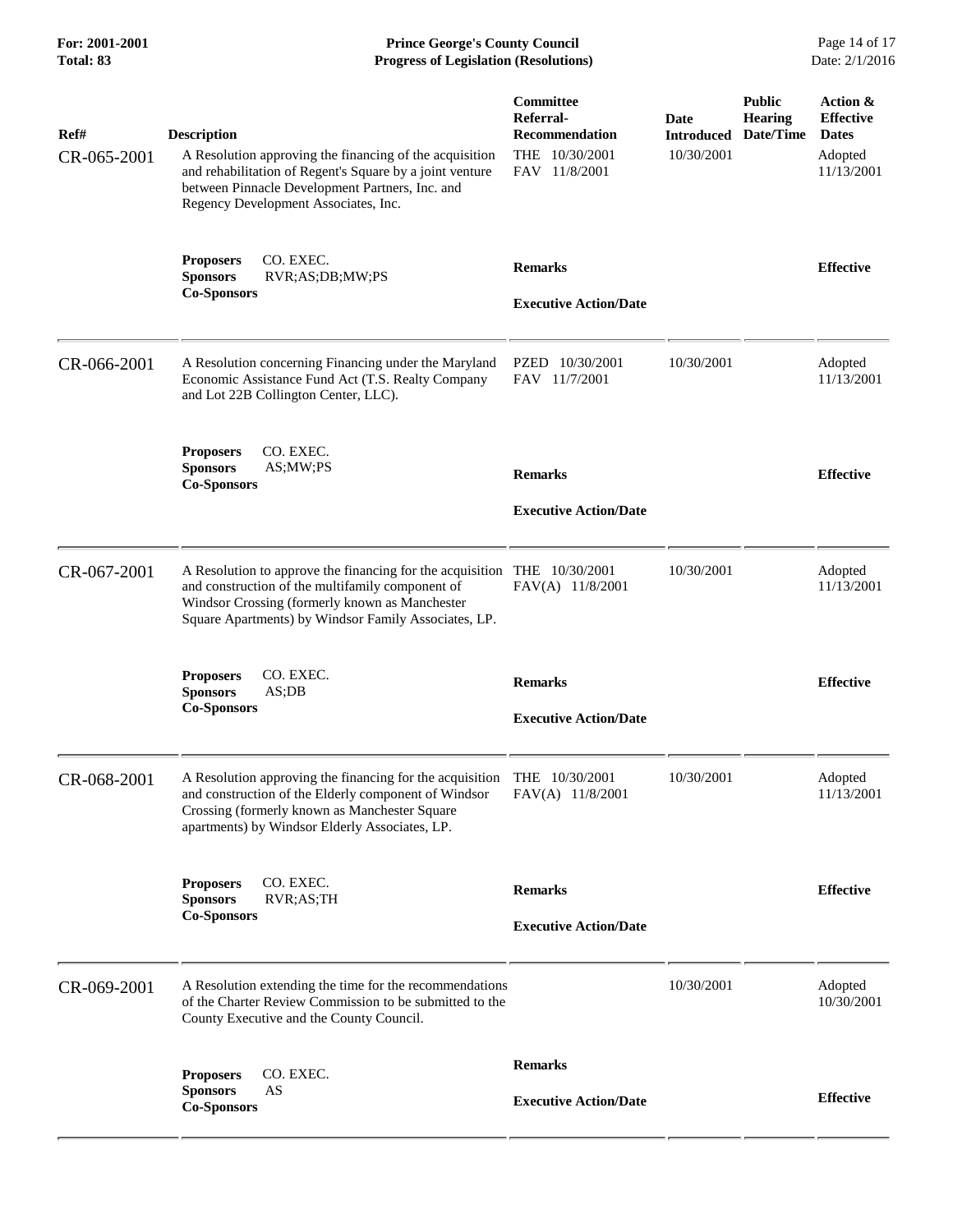| Ref# | Description | Committee Referral-Recommendation | Date Introduced | Public Hearing Date/Time | Action & Effective Dates |
|---|---|---|---|---|---|
| CR-065-2001 | A Resolution approving the financing of the acquisition and rehabilitation of Regent's Square by a joint venture between Pinnacle Development Partners, Inc. and Regency Development Associates, Inc. | THE 10/30/2001<br>FAV 11/8/2001 | 10/30/2001 | | Adopted 11/13/2001 |
| | **Proposers** CO. EXEC.<br>**Sponsors** RVR;AS;DB;MW;PS<br>**Co-Sponsors** | **Remarks**<br><br>**Executive Action/Date** | | | **Effective** |
| CR-066-2001 | A Resolution concerning Financing under the Maryland Economic Assistance Fund Act (T.S. Realty Company and Lot 22B Collington Center, LLC). | PZED 10/30/2001<br>FAV 11/7/2001 | 10/30/2001 | | Adopted 11/13/2001 |
| | **Proposers** CO. EXEC.<br>**Sponsors** AS;MW;PS<br>**Co-Sponsors** | **Remarks**<br><br>**Executive Action/Date** | | | **Effective** |
| CR-067-2001 | A Resolution to approve the financing for the acquisition and construction of the multifamily component of Windsor Crossing (formerly known as Manchester Square Apartments) by Windsor Family Associates, LP. | THE 10/30/2001<br>FAV(A) 11/8/2001 | 10/30/2001 | | Adopted 11/13/2001 |
| | **Proposers** CO. EXEC.<br>**Sponsors** AS;DB<br>**Co-Sponsors** | **Remarks**<br><br>**Executive Action/Date** | | | **Effective** |
| CR-068-2001 | A Resolution approving the financing for the acquisition and construction of the Elderly component of Windsor Crossing (formerly known as Manchester Square apartments) by Windsor Elderly Associates, LP. | THE 10/30/2001<br>FAV(A) 11/8/2001 | 10/30/2001 | | Adopted 11/13/2001 |
| | **Proposers** CO. EXEC.<br>**Sponsors** RVR;AS;TH<br>**Co-Sponsors** | **Remarks**<br><br>**Executive Action/Date** | | | **Effective** |
| CR-069-2001 | A Resolution extending the time for the recommendations of the Charter Review Commission to be submitted to the County Executive and the County Council. | | 10/30/2001 | | Adopted 10/30/2001 |
| | **Proposers** CO. EXEC.<br>**Sponsors** AS<br>**Co-Sponsors** | **Remarks**<br><br>**Executive Action/Date** | | | **Effective** |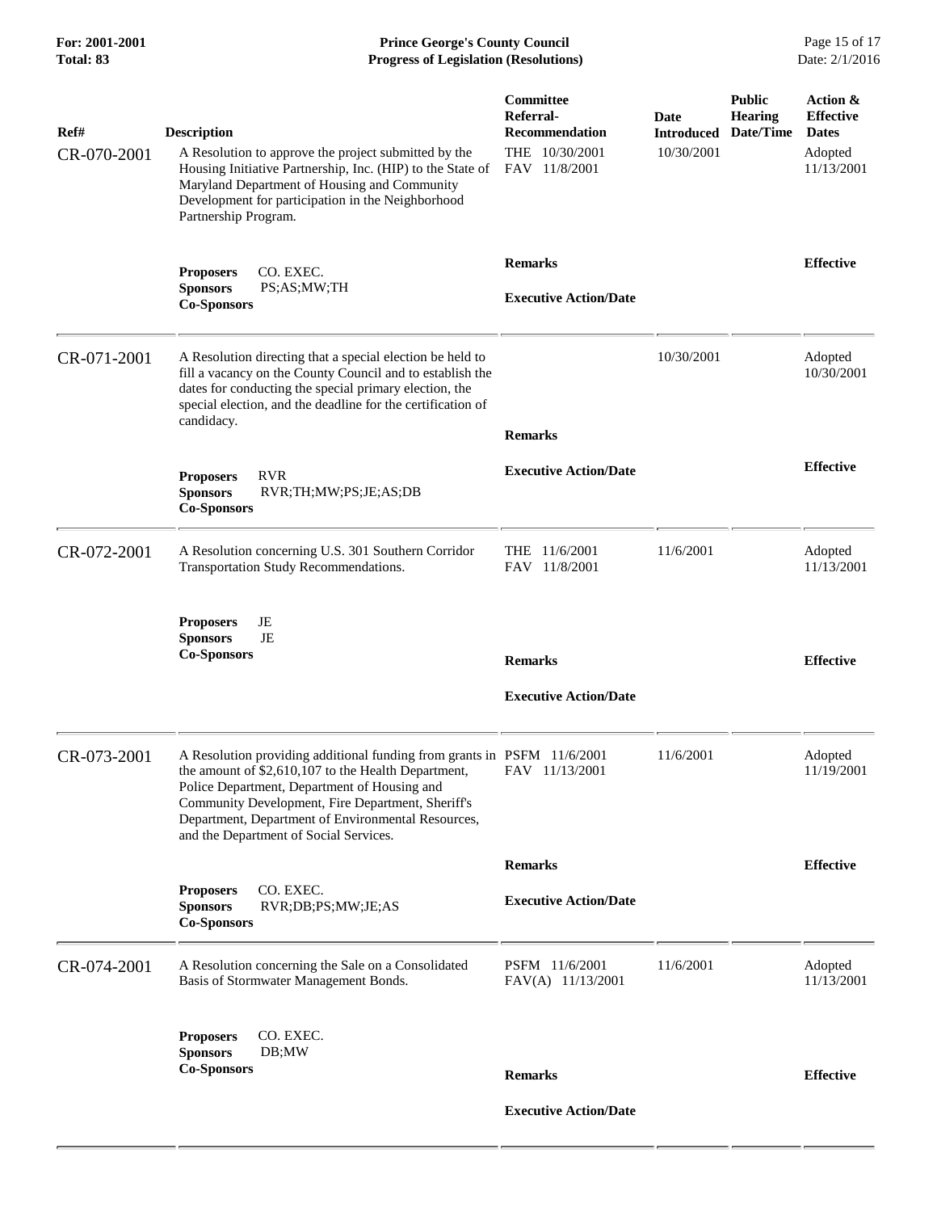| Ref# | Description | Committee Referral-Recommendation | Date Introduced | Public Hearing Date/Time | Action & Effective Dates |
|---|---|---|---|---|---|
| CR-070-2001 | A Resolution to approve the project submitted by the Housing Initiative Partnership, Inc. (HIP) to the State of Maryland Department of Housing and Community Development for participation in the Neighborhood Partnership Program. | THE 10/30/2001<br>FAV 11/8/2001 | 10/30/2001 | | Adopted 11/13/2001 |
| | **Proposers** CO. EXEC.<br>**Sponsors** PS;AS;MW;TH<br>**Co-Sponsors** | **Remarks**<br><br>**Executive Action/Date** | | | **Effective** |
| CR-071-2001 | A Resolution directing that a special election be held to fill a vacancy on the County Council and to establish the dates for conducting the special primary election, the special election, and the deadline for the certification of candidacy. | | 10/30/2001 | | Adopted 10/30/2001 |
| | **Proposers** RVR<br>**Sponsors** RVR;TH;MW;PS;JE;AS;DB<br>**Co-Sponsors** | **Remarks**<br><br>**Executive Action/Date** | | | **Effective** |
| CR-072-2001 | A Resolution concerning U.S. 301 Southern Corridor Transportation Study Recommendations. | THE 11/6/2001<br>FAV 11/8/2001 | 11/6/2001 | | Adopted 11/13/2001 |
| | **Proposers** JE<br>**Sponsors** JE<br>**Co-Sponsors** | **Remarks**<br><br>**Executive Action/Date** | | | **Effective** |
| CR-073-2001 | A Resolution providing additional funding from grants in the amount of $2,610,107 to the Health Department, Police Department, Department of Housing and Community Development, Fire Department, Sheriff's Department, Department of Environmental Resources, and the Department of Social Services. | PSFM 11/6/2001<br>FAV 11/13/2001 | 11/6/2001 | | Adopted 11/19/2001 |
| | **Proposers** CO. EXEC.<br>**Sponsors** RVR;DB;PS;MW;JE;AS<br>**Co-Sponsors** | **Remarks**<br><br>**Executive Action/Date** | | | **Effective** |
| CR-074-2001 | A Resolution concerning the Sale on a Consolidated Basis of Stormwater Management Bonds. | PSFM 11/6/2001<br>FAV(A) 11/13/2001 | 11/6/2001 | | Adopted 11/13/2001 |
| | **Proposers** CO. EXEC.<br>**Sponsors** DB;MW<br>**Co-Sponsors** | **Remarks**<br><br>**Executive Action/Date** | | | **Effective** |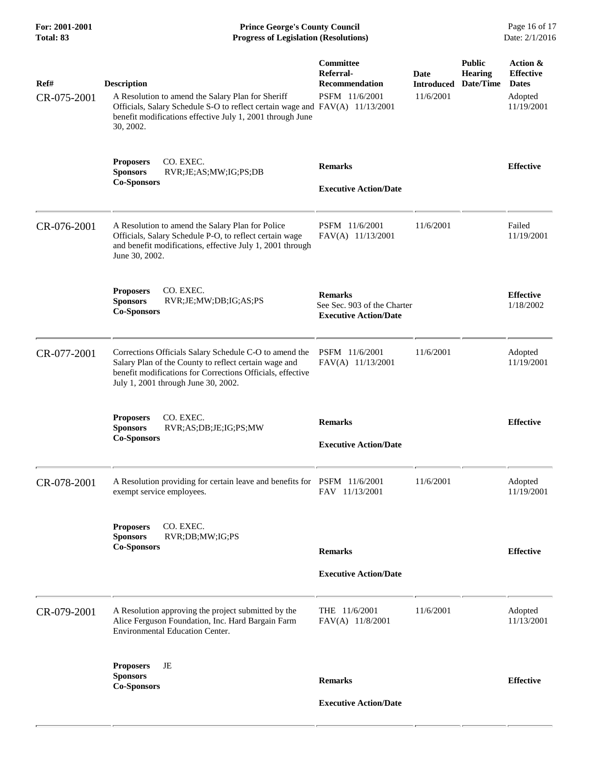| Ref# | Description | Committee Referral-Recommendation | Date Introduced | Public Hearing Date/Time | Action & Effective Dates |
|---|---|---|---|---|---|
| CR-075-2001 | A Resolution to amend the Salary Plan for Sheriff Officials, Salary Schedule S-O to reflect certain wage and benefit modifications effective July 1, 2001 through June 30, 2002. | PSFM 11/6/2001<br>FAV(A) 11/13/2001 | 11/6/2001 | | Adopted 11/19/2001 |
| | **Proposers** CO. EXEC.<br>**Sponsors** RVR;JE;AS;MW;IG;PS;DB<br>**Co-Sponsors** | **Remarks**<br><br>**Executive Action/Date** | | | **Effective** |
| CR-076-2001 | A Resolution to amend the Salary Plan for Police Officials, Salary Schedule P-O, to reflect certain wage and benefit modifications, effective July 1, 2001 through June 30, 2002. | PSFM 11/6/2001<br>FAV(A) 11/13/2001 | 11/6/2001 | | Failed 11/19/2001 |
| | **Proposers** CO. EXEC.<br>**Sponsors** RVR;JE;MW;DB;IG;AS;PS<br>**Co-Sponsors** | **Remarks**<br>See Sec. 903 of the Charter<br>**Executive Action/Date** | | | **Effective** 1/18/2002 |
| CR-077-2001 | Corrections Officials Salary Schedule C-O to amend the Salary Plan of the County to reflect certain wage and benefit modifications for Corrections Officials, effective July 1, 2001 through June 30, 2002. | PSFM 11/6/2001<br>FAV(A) 11/13/2001 | 11/6/2001 | | Adopted 11/19/2001 |
| | **Proposers** CO. EXEC.<br>**Sponsors** RVR;AS;DB;JE;IG;PS;MW<br>**Co-Sponsors** | **Remarks**<br><br>**Executive Action/Date** | | | **Effective** |
| CR-078-2001 | A Resolution providing for certain leave and benefits for exempt service employees. | PSFM 11/6/2001<br>FAV 11/13/2001 | 11/6/2001 | | Adopted 11/19/2001 |
| | **Proposers** CO. EXEC.<br>**Sponsors** RVR;DB;MW;IG;PS<br>**Co-Sponsors** | **Remarks**<br><br>**Executive Action/Date** | | | **Effective** |
| CR-079-2001 | A Resolution approving the project submitted by the Alice Ferguson Foundation, Inc. Hard Bargain Farm Environmental Education Center. | THE 11/6/2001<br>FAV(A) 11/8/2001 | 11/6/2001 | | Adopted 11/13/2001 |
| | **Proposers** JE<br>**Sponsors**<br>**Co-Sponsors** | **Remarks**<br><br>**Executive Action/Date** | | | **Effective** |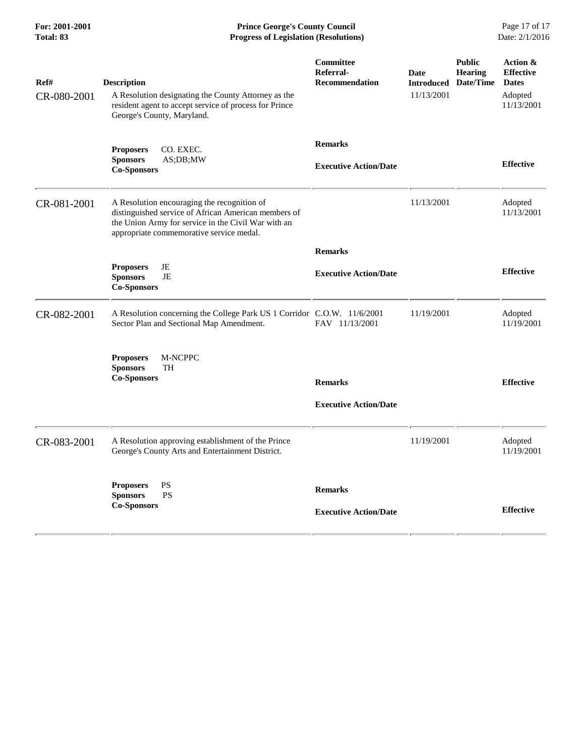| Ref# | Description | Committee Referral-Recommendation | Date Introduced | Public Hearing Date/Time | Action & Effective Dates |
|---|---|---|---|---|---|
| CR-080-2001 | A Resolution designating the County Attorney as the resident agent to accept service of process for Prince George's County, Maryland. | | 11/13/2001 | | Adopted 11/13/2001 |
| | **Proposers** CO. EXEC. **Sponsors** AS;DB;MW **Co-Sponsors** | **Remarks** **Executive Action/Date** | | | **Effective** |
| CR-081-2001 | A Resolution encouraging the recognition of distinguished service of African American members of the Union Army for service in the Civil War with an appropriate commemorative service medal. | | 11/13/2001 | | Adopted 11/13/2001 |
| | **Proposers** JE **Sponsors** JE **Co-Sponsors** | **Remarks** **Executive Action/Date** | | | **Effective** |
| CR-082-2001 | A Resolution concerning the College Park US 1 Corridor Sector Plan and Sectional Map Amendment. | C.O.W. 11/6/2001 FAV 11/13/2001 | 11/19/2001 | | Adopted 11/19/2001 |
| | **Proposers** M-NCPPC **Sponsors** TH **Co-Sponsors** | **Remarks** **Executive Action/Date** | | | **Effective** |
| CR-083-2001 | A Resolution approving establishment of the Prince George's County Arts and Entertainment District. | | 11/19/2001 | | Adopted 11/19/2001 |
| | **Proposers** PS **Sponsors** PS **Co-Sponsors** | **Remarks** **Executive Action/Date** | | | **Effective** |